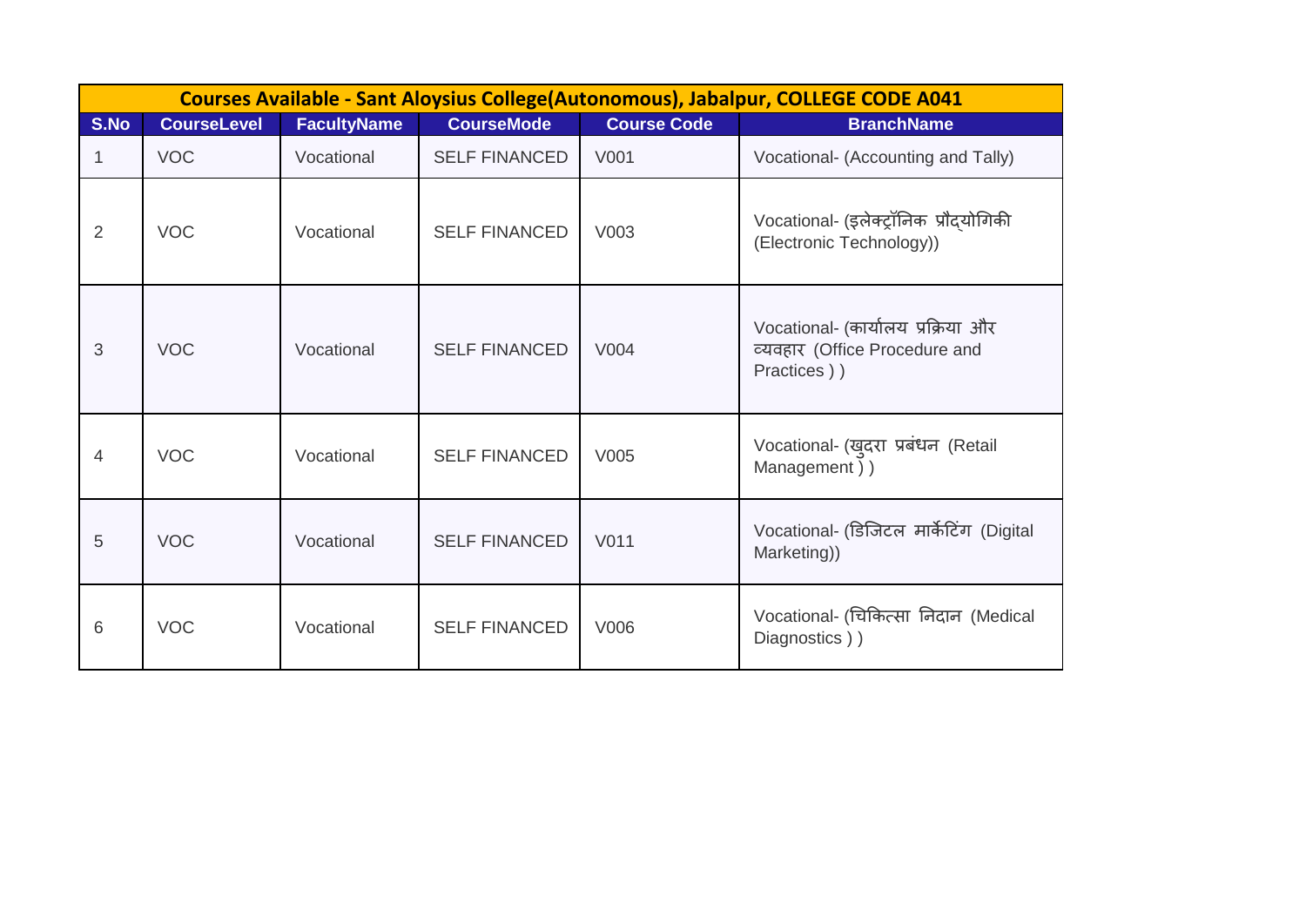| Courses Available - Sant Aloysius College(Autonomous), Jabalpur, COLLEGE CODE A041 | | | | | |
|---|---|---|---|---|---|
| S.No | CourseLevel | FacultyName | CourseMode | Course Code | BranchName |
| 1 | VOC | Vocational | SELF FINANCED | V001 | Vocational- (Accounting and Tally) |
| 2 | VOC | Vocational | SELF FINANCED | V003 | Vocational- (इलेक्ट्रॉनिक प्रौद्योगिकी (Electronic Technology)) |
| 3 | VOC | Vocational | SELF FINANCED | V004 | Vocational- (कार्यालय प्रक्रिया और व्यवहार (Office Procedure and Practices ) ) |
| 4 | VOC | Vocational | SELF FINANCED | V005 | Vocational- (खुदरा प्रबंधन (Retail Management ) ) |
| 5 | VOC | Vocational | SELF FINANCED | V011 | Vocational- (डिजिटल मार्केटिंग (Digital Marketing)) |
| 6 | VOC | Vocational | SELF FINANCED | V006 | Vocational- (चिकित्सा निदान (Medical Diagnostics ) ) |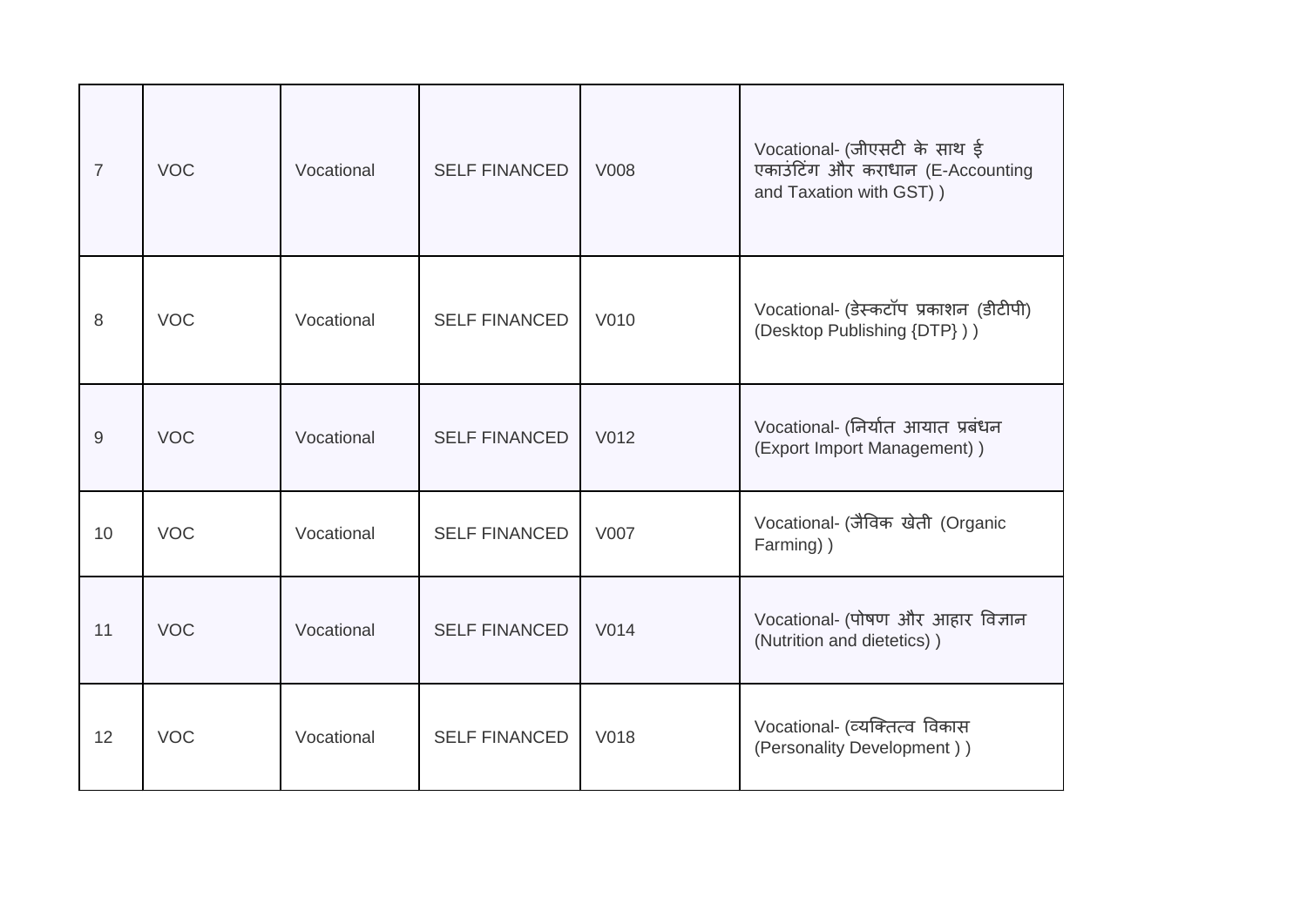| 7 | VOC | Vocational | SELF FINANCED | V008 | Vocational- (जीएसटी के साथ ई एकाउंटिंग और कराधान (E-Accounting and Taxation with GST) ) |
|---|---|---|---|---|---|
| 8 | VOC | Vocational | SELF FINANCED | V010 | Vocational- (डेस्कटॉप प्रकाशन (डीटीपी) (Desktop Publishing {DTP} ) ) |
| 9 | VOC | Vocational | SELF FINANCED | V012 | Vocational- (निर्यात आयात प्रबंधन (Export Import Management) ) |
| 10 | VOC | Vocational | SELF FINANCED | V007 | Vocational- (जैविक खेती (Organic Farming) ) |
| 11 | VOC | Vocational | SELF FINANCED | V014 | Vocational- (पोषण और आहार विज्ञान (Nutrition and dietetics) ) |
| 12 | VOC | Vocational | SELF FINANCED | V018 | Vocational- (व्यक्तित्व विकास (Personality Development ) ) |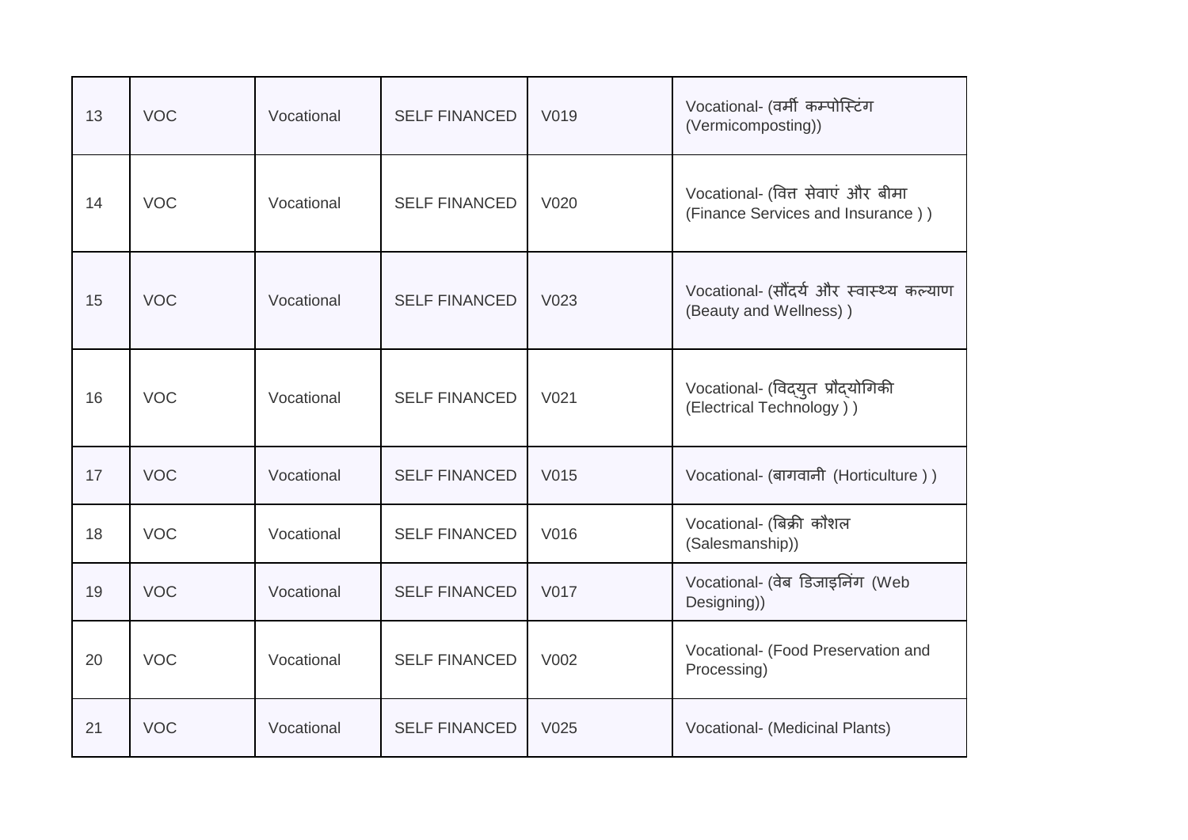| 13 | VOC | Vocational | SELF FINANCED | V019 | Vocational- (वर्मी कम्पोस्टिंग (Vermicomposting)) |
|---|---|---|---|---|---|
| 14 | VOC | Vocational | SELF FINANCED | V020 | Vocational- (वित्त सेवाएं और बीमा (Finance Services and Insurance ) ) |
| 15 | VOC | Vocational | SELF FINANCED | V023 | Vocational- (सौंदर्य और स्वास्थ्य कल्याण (Beauty and Wellness) ) |
| 16 | VOC | Vocational | SELF FINANCED | V021 | Vocational- (विद्युत प्रौद्योगिकी (Electrical Technology ) ) |
| 17 | VOC | Vocational | SELF FINANCED | V015 | Vocational- (बागवानी (Horticulture ) ) |
| 18 | VOC | Vocational | SELF FINANCED | V016 | Vocational- (बिक्री कौशल (Salesmanship)) |
| 19 | VOC | Vocational | SELF FINANCED | V017 | Vocational- (वेब डिजाइनिंग (Web Designing)) |
| 20 | VOC | Vocational | SELF FINANCED | V002 | Vocational- (Food Preservation and Processing) |
| 21 | VOC | Vocational | SELF FINANCED | V025 | Vocational- (Medicinal Plants) |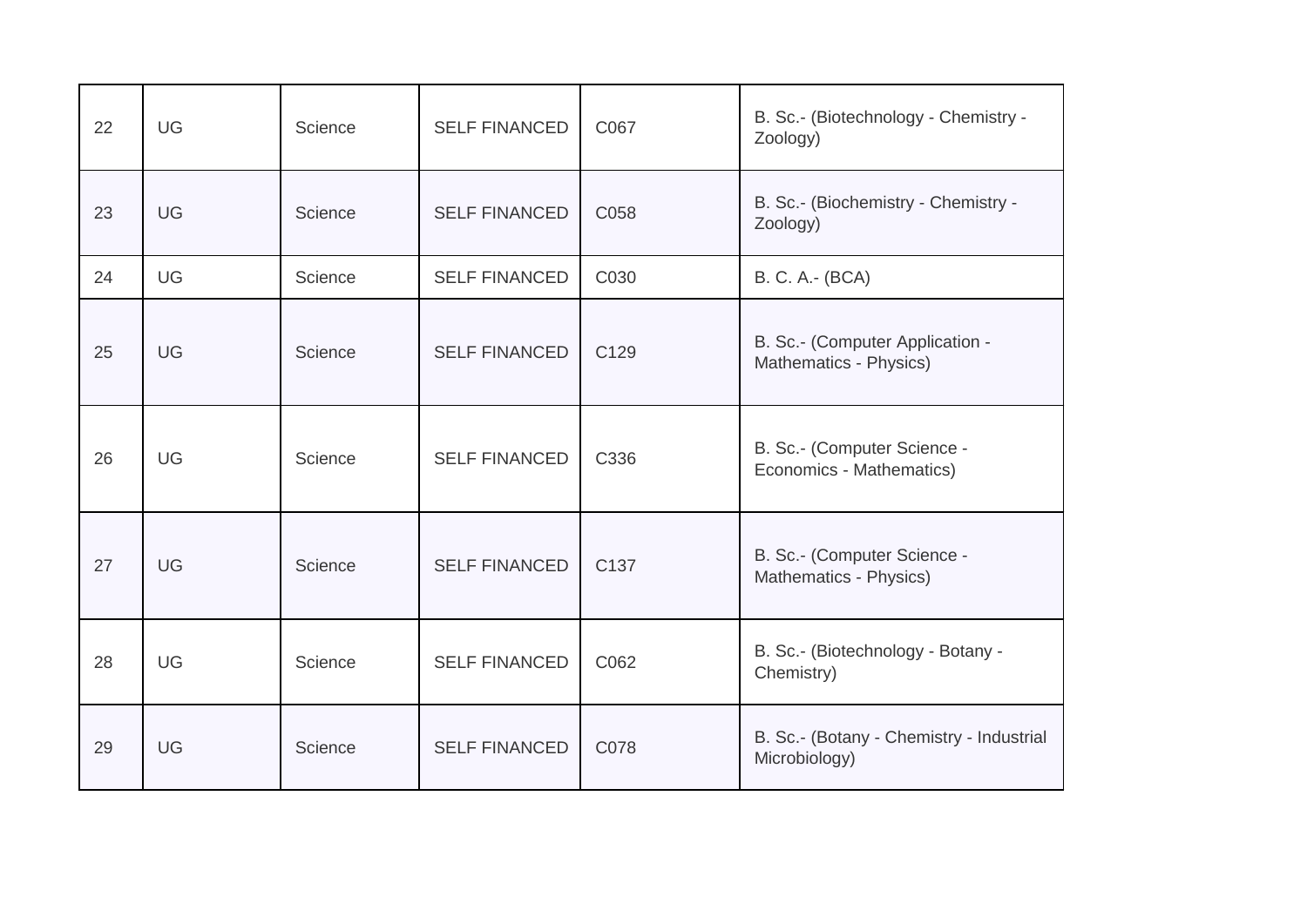| 22 | UG | Science | SELF FINANCED | C067 | B. Sc.- (Biotechnology - Chemistry - Zoology) |
|---|---|---|---|---|---|
| 23 | UG | Science | SELF FINANCED | C058 | B. Sc.- (Biochemistry - Chemistry - Zoology) |
| 24 | UG | Science | SELF FINANCED | C030 | B. C. A.- (BCA) |
| 25 | UG | Science | SELF FINANCED | C129 | B. Sc.- (Computer Application - Mathematics - Physics) |
| 26 | UG | Science | SELF FINANCED | C336 | B. Sc.- (Computer Science - Economics - Mathematics) |
| 27 | UG | Science | SELF FINANCED | C137 | B. Sc.- (Computer Science - Mathematics - Physics) |
| 28 | UG | Science | SELF FINANCED | C062 | B. Sc.- (Biotechnology - Botany - Chemistry) |
| 29 | UG | Science | SELF FINANCED | C078 | B. Sc.- (Botany - Chemistry - Industrial Microbiology) |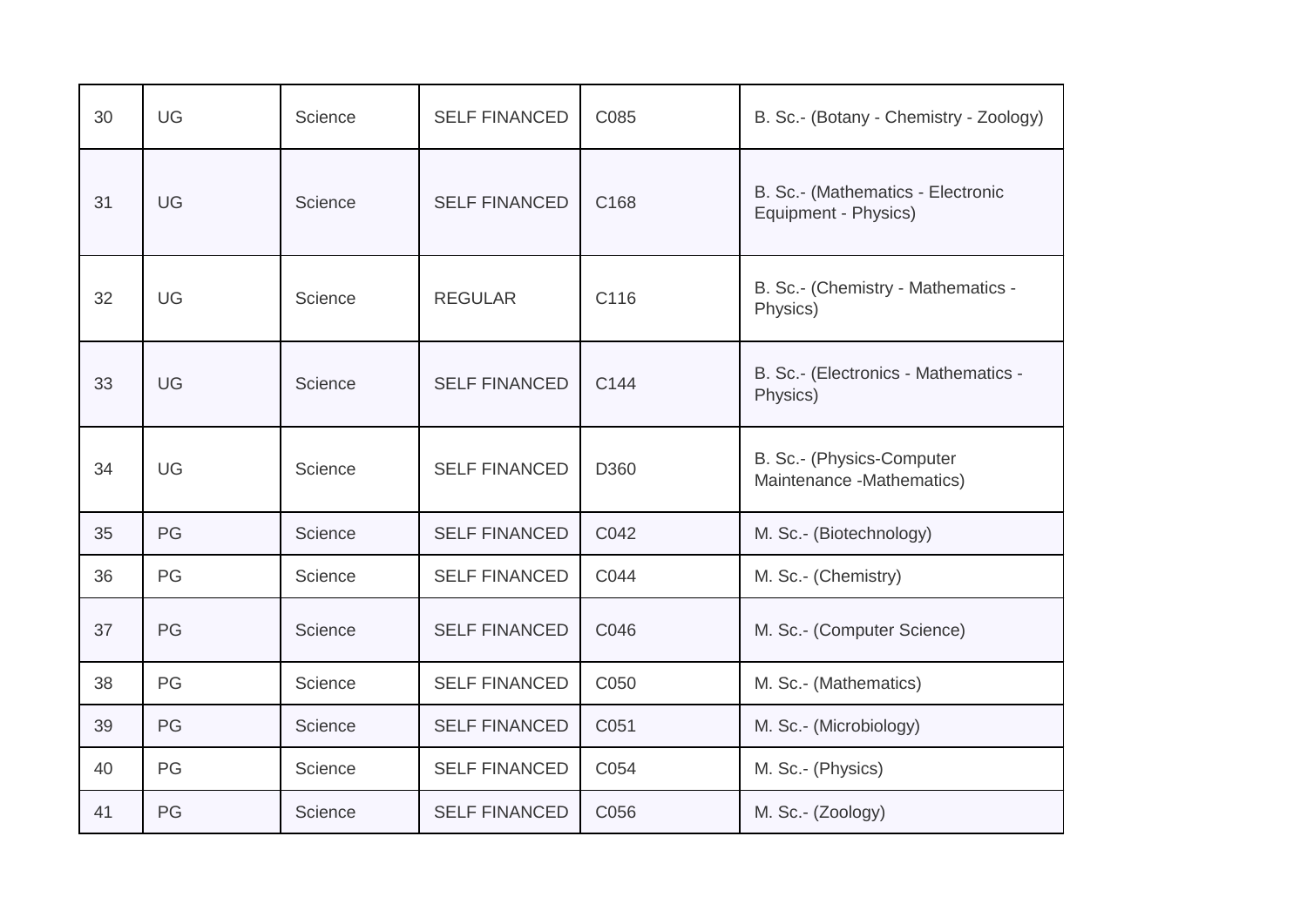| 30 | UG | Science | SELF FINANCED | C085 | B. Sc.- (Botany - Chemistry - Zoology) |
|---|---|---|---|---|---|
| 31 | UG | Science | SELF FINANCED | C168 | B. Sc.- (Mathematics - Electronic Equipment - Physics) |
| 32 | UG | Science | REGULAR | C116 | B. Sc.- (Chemistry - Mathematics - Physics) |
| 33 | UG | Science | SELF FINANCED | C144 | B. Sc.- (Electronics - Mathematics - Physics) |
| 34 | UG | Science | SELF FINANCED | D360 | B. Sc.- (Physics-Computer Maintenance -Mathematics) |
| 35 | PG | Science | SELF FINANCED | C042 | M. Sc.- (Biotechnology) |
| 36 | PG | Science | SELF FINANCED | C044 | M. Sc.- (Chemistry) |
| 37 | PG | Science | SELF FINANCED | C046 | M. Sc.- (Computer Science) |
| 38 | PG | Science | SELF FINANCED | C050 | M. Sc.- (Mathematics) |
| 39 | PG | Science | SELF FINANCED | C051 | M. Sc.- (Microbiology) |
| 40 | PG | Science | SELF FINANCED | C054 | M. Sc.- (Physics) |
| 41 | PG | Science | SELF FINANCED | C056 | M. Sc.- (Zoology) |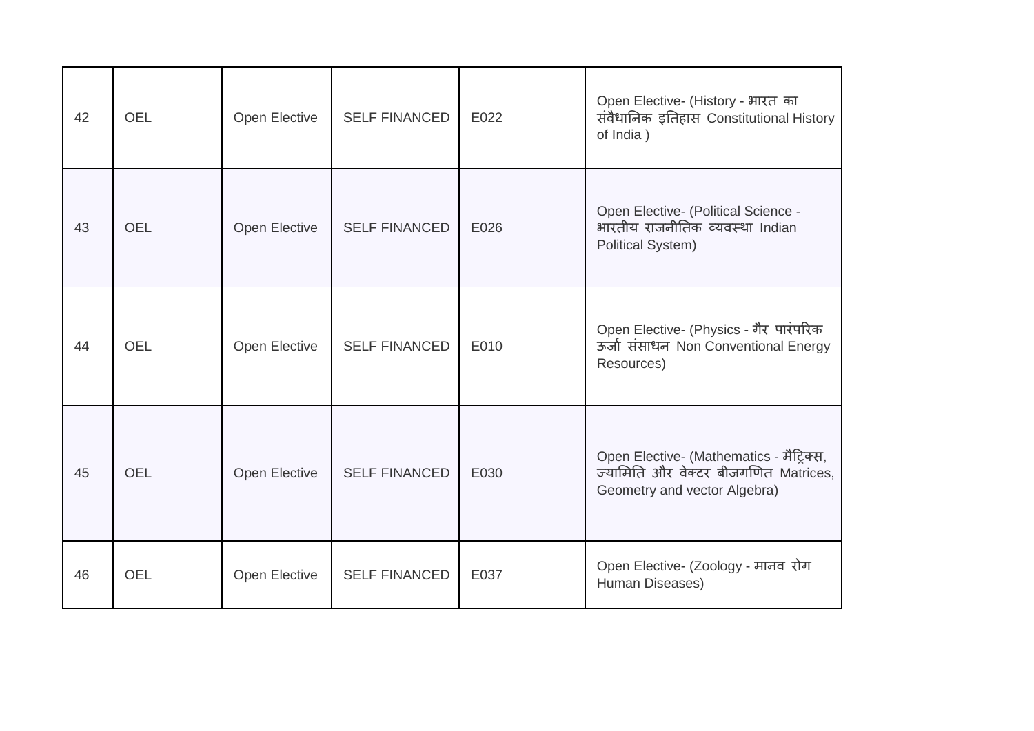| | | | | | |
|---|---|---|---|---|---|
| 42 | OEL | Open Elective | SELF FINANCED | E022 | Open Elective- (History - भारत का संवैधानिक इतिहास Constitutional History of India ) |
| 43 | OEL | Open Elective | SELF FINANCED | E026 | Open Elective- (Political Science - भारतीय राजनीतिक व्यवस्था Indian Political System) |
| 44 | OEL | Open Elective | SELF FINANCED | E010 | Open Elective- (Physics - गैर पारंपरिक ऊर्जा संसाधन Non Conventional Energy Resources) |
| 45 | OEL | Open Elective | SELF FINANCED | E030 | Open Elective- (Mathematics - मैट्रिक्स, ज्यामिति और वेक्टर बीजगणित Matrices, Geometry and vector Algebra) |
| 46 | OEL | Open Elective | SELF FINANCED | E037 | Open Elective- (Zoology - मानव रोग Human Diseases) |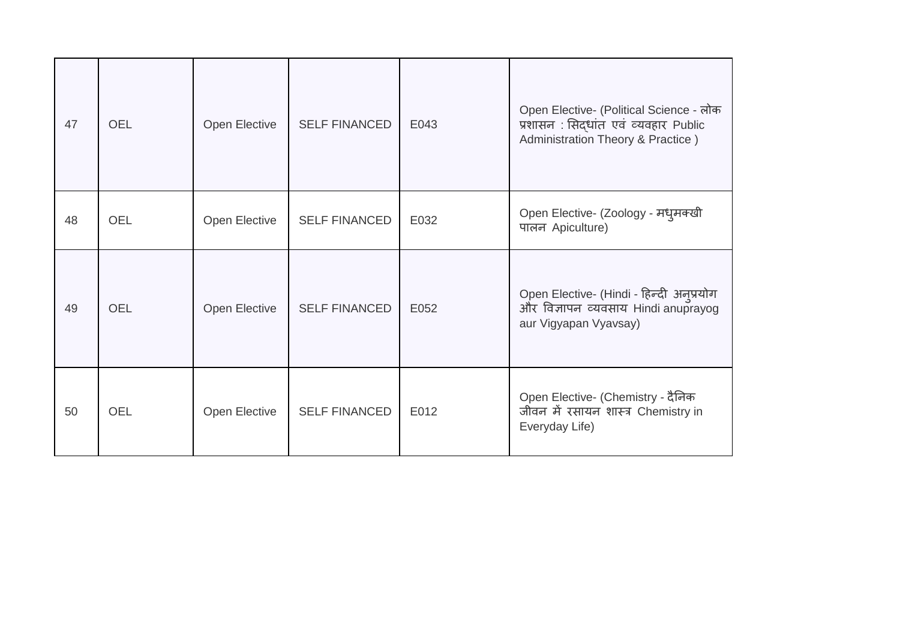| | | | | | |
|---|---|---|---|---|---|
| 47 | OEL | Open Elective | SELF FINANCED | E043 | Open Elective- (Political Science - लोक प्रशासन : सिद्धांत एवं व्यवहार Public Administration Theory & Practice ) |
| 48 | OEL | Open Elective | SELF FINANCED | E032 | Open Elective- (Zoology - मधुमक्खी पालन Apiculture) |
| 49 | OEL | Open Elective | SELF FINANCED | E052 | Open Elective- (Hindi - हिन्दी अनुप्रयोग और विज्ञापन व्यवसाय Hindi anuprayog aur Vigyapan Vyavsay) |
| 50 | OEL | Open Elective | SELF FINANCED | E012 | Open Elective- (Chemistry - दैनिक जीवन में रसायन शास्त्र Chemistry in Everyday Life) |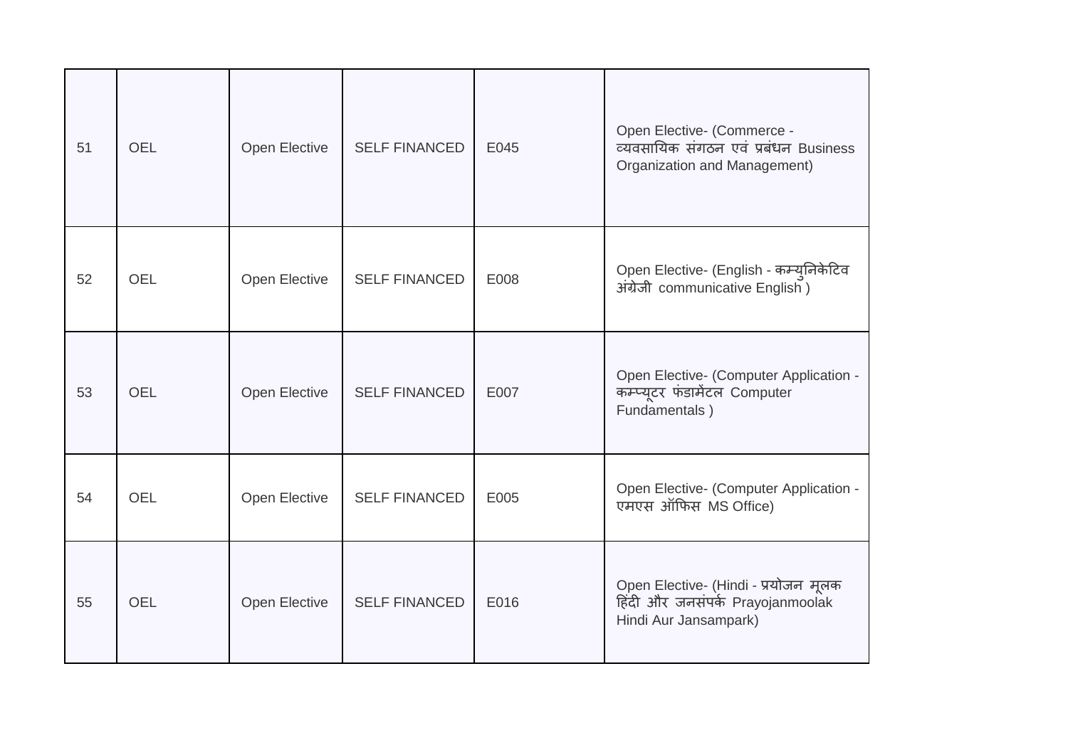| 51 | OEL | Open Elective | SELF FINANCED | E045 | Open Elective- (Commerce - व्यवसायिक संगठन एवं प्रबंधन Business Organization and Management) |
|---|---|---|---|---|---|
| 52 | OEL | Open Elective | SELF FINANCED | E008 | Open Elective- (English - कम्युनिकेटिव अंग्रेजी communicative English ) |
| 53 | OEL | Open Elective | SELF FINANCED | E007 | Open Elective- (Computer Application - कम्प्यूटर फंडामेंटल Computer Fundamentals ) |
| 54 | OEL | Open Elective | SELF FINANCED | E005 | Open Elective- (Computer Application - एमएस ऑफिस MS Office) |
| 55 | OEL | Open Elective | SELF FINANCED | E016 | Open Elective- (Hindi - प्रयोजन मूलक हिंदी और जनसंपर्क Prayojanmoolak Hindi Aur Jansampark) |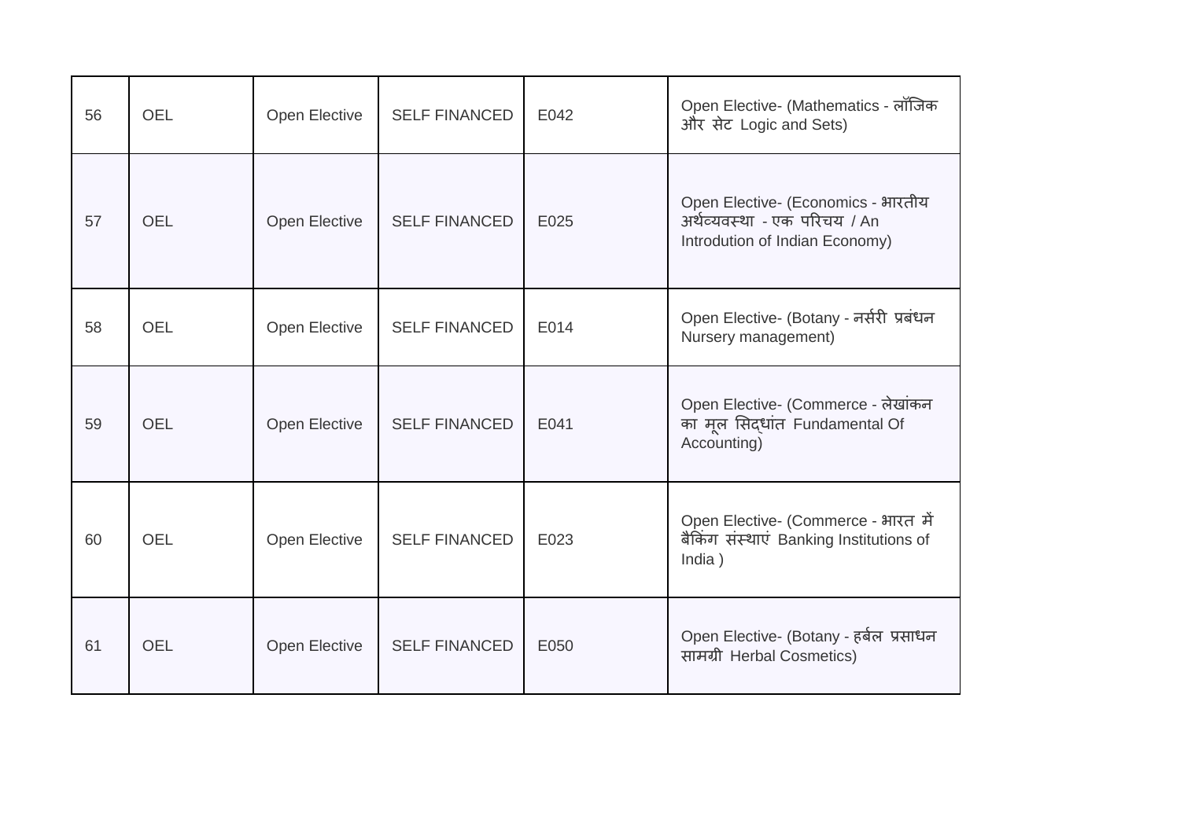| 56 | OEL | Open Elective | SELF FINANCED | E042 | Open Elective- (Mathematics - लॉजिक और सेट Logic and Sets) |
|---|---|---|---|---|---|
| 57 | OEL | Open Elective | SELF FINANCED | E025 | Open Elective- (Economics - भारतीय अर्थव्यवस्था - एक परिचय / An Introdution of Indian Economy) |
| 58 | OEL | Open Elective | SELF FINANCED | E014 | Open Elective- (Botany - नर्सरी प्रबंधन Nursery management) |
| 59 | OEL | Open Elective | SELF FINANCED | E041 | Open Elective- (Commerce - लेखांकन का मूल सिद्धांत Fundamental Of Accounting) |
| 60 | OEL | Open Elective | SELF FINANCED | E023 | Open Elective- (Commerce - भारत में बैकिंग संस्थाएं Banking Institutions of India ) |
| 61 | OEL | Open Elective | SELF FINANCED | E050 | Open Elective- (Botany - हर्बल प्रसाधन सामग्री Herbal Cosmetics) |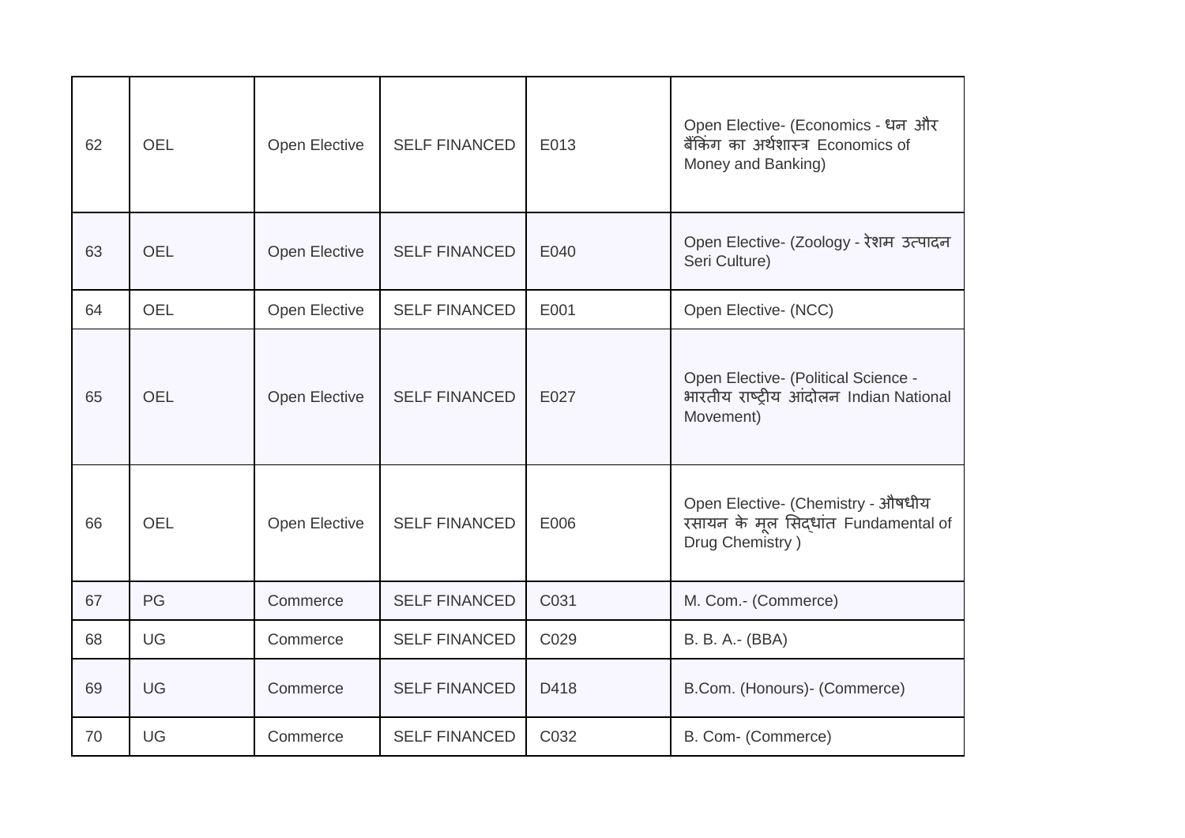| 62 | OEL | Open Elective | SELF FINANCED | E013 | Open Elective- (Economics - धन और बैंकिंग का अर्थशास्त्र Economics of Money and Banking) |
|---|---|---|---|---|---|
| 63 | OEL | Open Elective | SELF FINANCED | E040 | Open Elective- (Zoology - रेशम उत्पादन Seri Culture) |
| 64 | OEL | Open Elective | SELF FINANCED | E001 | Open Elective- (NCC) |
| 65 | OEL | Open Elective | SELF FINANCED | E027 | Open Elective- (Political Science - भारतीय राष्ट्रीय आंदोलन Indian National Movement) |
| 66 | OEL | Open Elective | SELF FINANCED | E006 | Open Elective- (Chemistry - औषधीय रसायन के मूल सिद्धांत Fundamental of Drug Chemistry ) |
| 67 | PG | Commerce | SELF FINANCED | C031 | M. Com.- (Commerce) |
| 68 | UG | Commerce | SELF FINANCED | C029 | B. B. A.- (BBA) |
| 69 | UG | Commerce | SELF FINANCED | D418 | B.Com. (Honours)- (Commerce) |
| 70 | UG | Commerce | SELF FINANCED | C032 | B. Com- (Commerce) |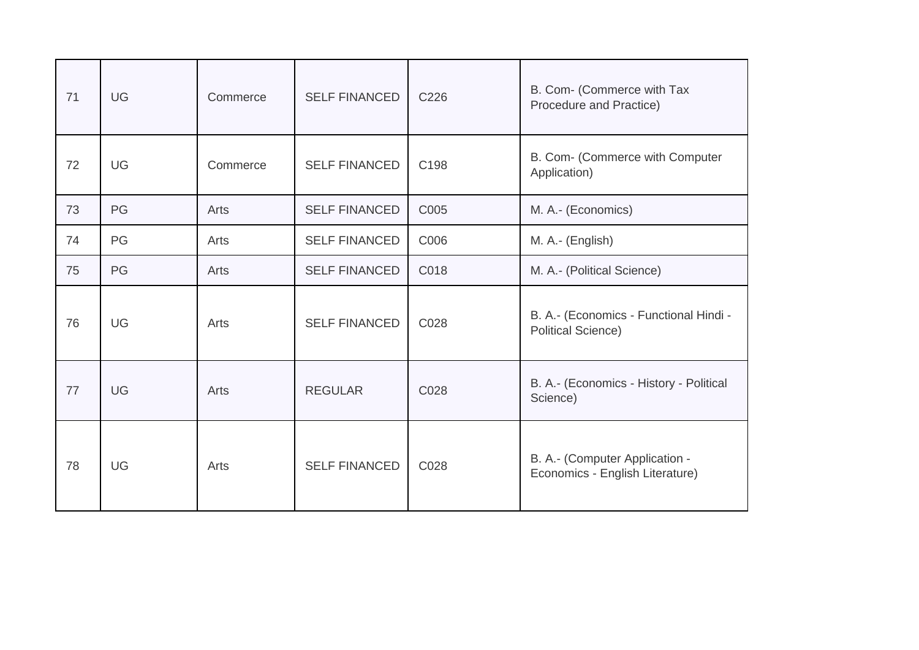| | | | | | |
|---|---|---|---|---|---|
| 71 | UG | Commerce | SELF FINANCED | C226 | B. Com- (Commerce with Tax Procedure and Practice) |
| 72 | UG | Commerce | SELF FINANCED | C198 | B. Com- (Commerce with Computer Application) |
| 73 | PG | Arts | SELF FINANCED | C005 | M. A.- (Economics) |
| 74 | PG | Arts | SELF FINANCED | C006 | M. A.- (English) |
| 75 | PG | Arts | SELF FINANCED | C018 | M. A.- (Political Science) |
| 76 | UG | Arts | SELF FINANCED | C028 | B. A.- (Economics - Functional Hindi - Political Science) |
| 77 | UG | Arts | REGULAR | C028 | B. A.- (Economics - History - Political Science) |
| 78 | UG | Arts | SELF FINANCED | C028 | B. A.- (Computer Application - Economics - English Literature) |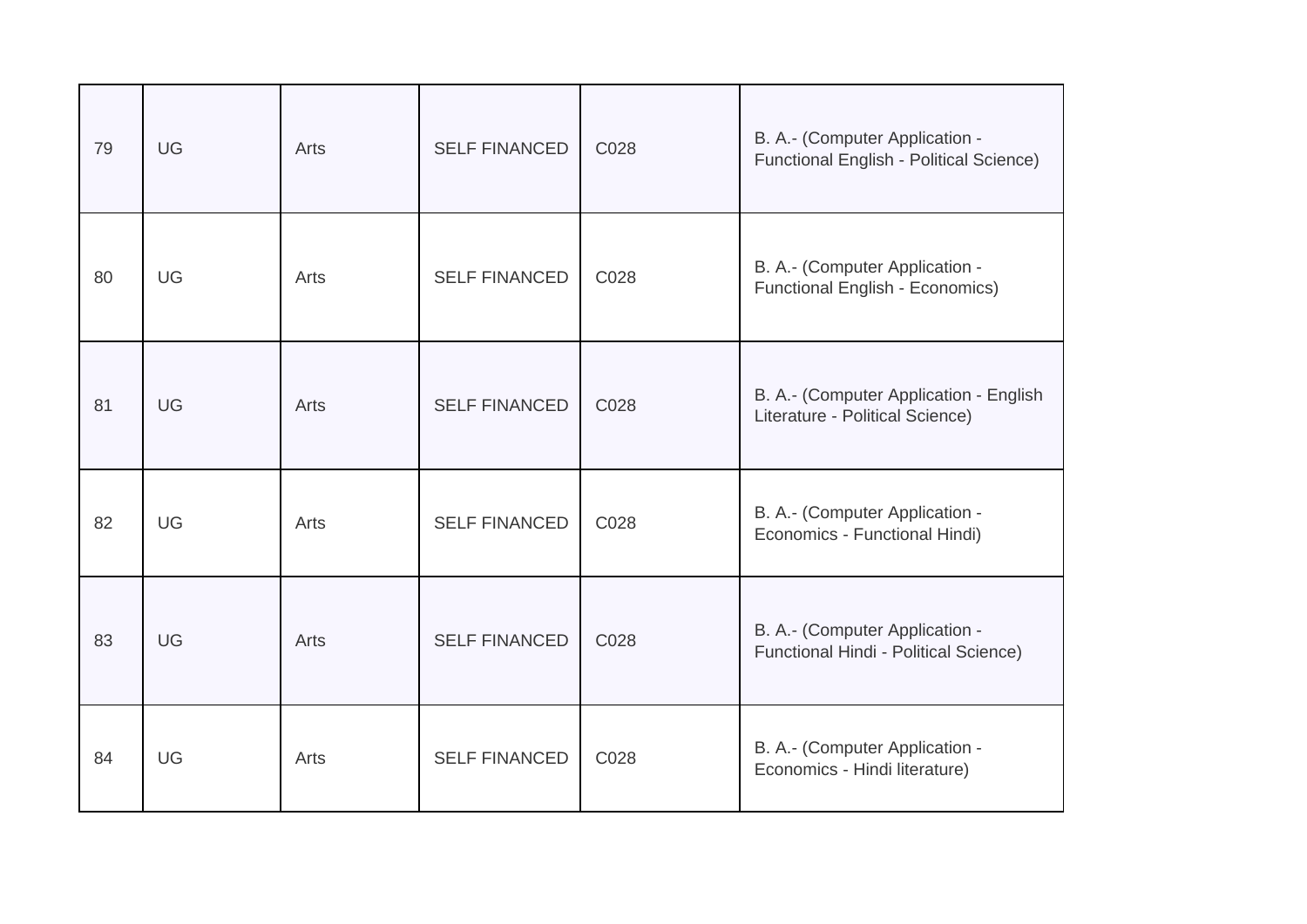| 79 | UG | Arts | SELF FINANCED | C028 | B. A.- (Computer Application - Functional English - Political Science) |
|---|---|---|---|---|---|
| 80 | UG | Arts | SELF FINANCED | C028 | B. A.- (Computer Application - Functional English - Economics) |
| 81 | UG | Arts | SELF FINANCED | C028 | B. A.- (Computer Application - English Literature - Political Science) |
| 82 | UG | Arts | SELF FINANCED | C028 | B. A.- (Computer Application - Economics - Functional Hindi) |
| 83 | UG | Arts | SELF FINANCED | C028 | B. A.- (Computer Application - Functional Hindi - Political Science) |
| 84 | UG | Arts | SELF FINANCED | C028 | B. A.- (Computer Application - Economics - Hindi literature) |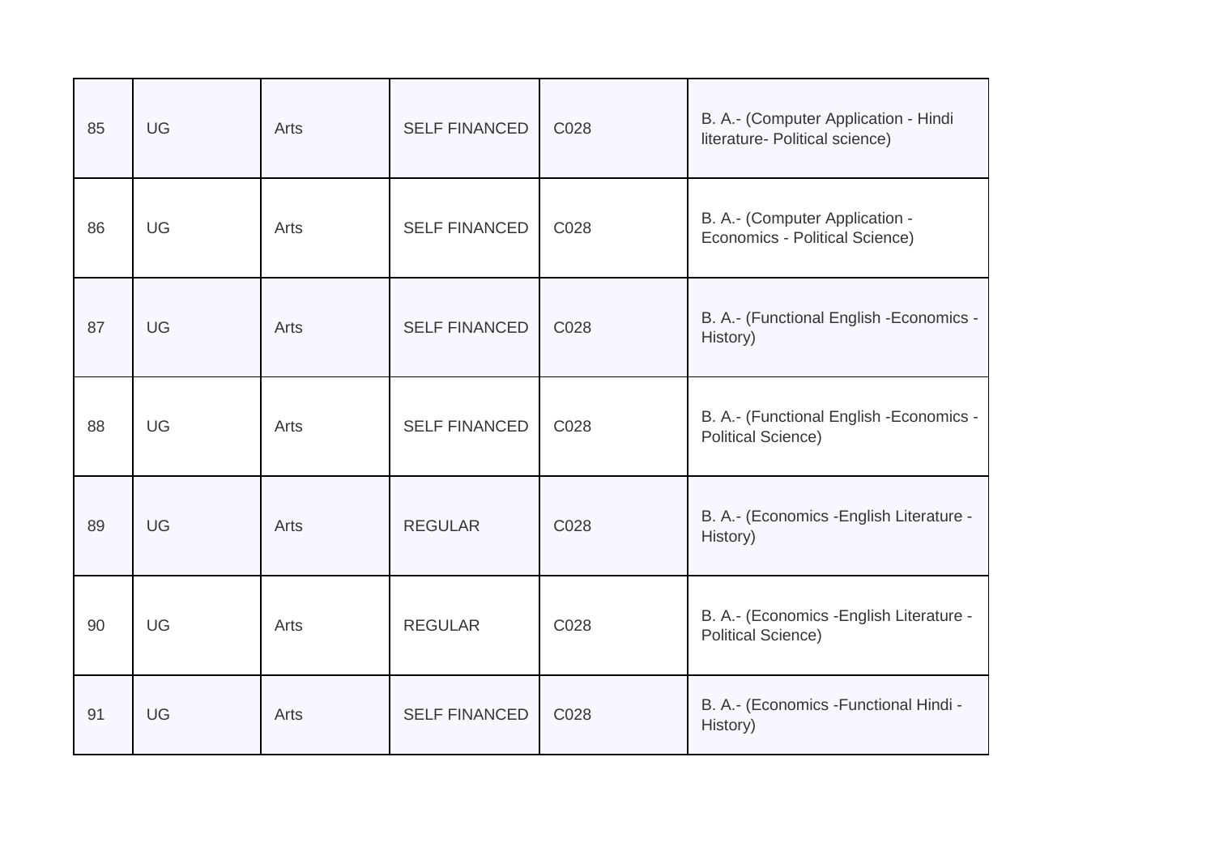| 85 | UG | Arts | SELF FINANCED | C028 | B. A.- (Computer Application - Hindi literature- Political science) |
|---|---|---|---|---|---|
| 86 | UG | Arts | SELF FINANCED | C028 | B. A.- (Computer Application - Economics - Political Science) |
| 87 | UG | Arts | SELF FINANCED | C028 | B. A.- (Functional English -Economics - History) |
| 88 | UG | Arts | SELF FINANCED | C028 | B. A.- (Functional English -Economics - Political Science) |
| 89 | UG | Arts | REGULAR | C028 | B. A.- (Economics -English Literature - History) |
| 90 | UG | Arts | REGULAR | C028 | B. A.- (Economics -English Literature - Political Science) |
| 91 | UG | Arts | SELF FINANCED | C028 | B. A.- (Economics -Functional Hindi - History) |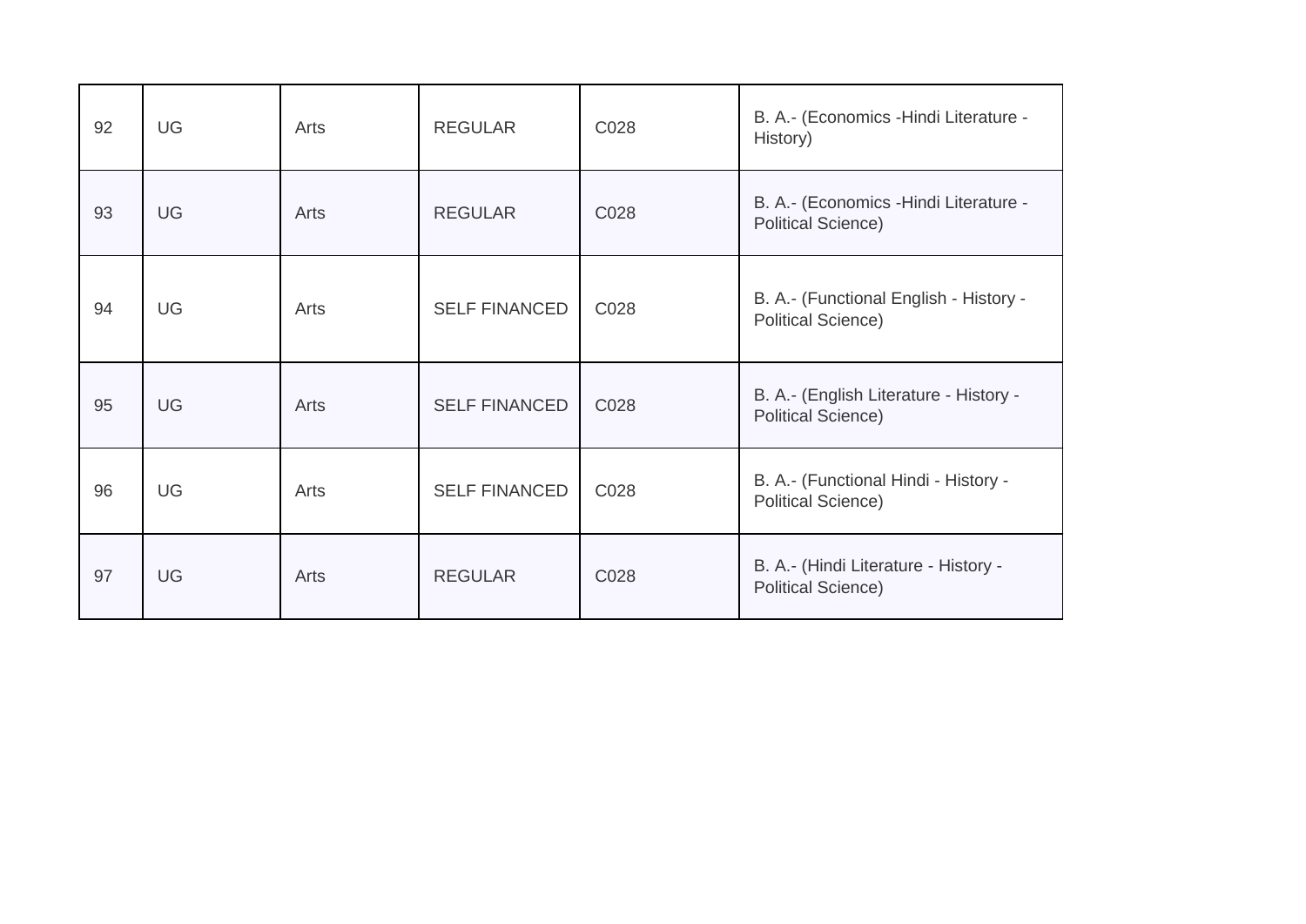| | | | | | |
|---|---|---|---|---|---|
| 92 | UG | Arts | REGULAR | C028 | B. A.- (Economics -Hindi Literature - History) |
| 93 | UG | Arts | REGULAR | C028 | B. A.- (Economics -Hindi Literature - Political Science) |
| 94 | UG | Arts | SELF FINANCED | C028 | B. A.- (Functional English - History - Political Science) |
| 95 | UG | Arts | SELF FINANCED | C028 | B. A.- (English Literature - History - Political Science) |
| 96 | UG | Arts | SELF FINANCED | C028 | B. A.- (Functional Hindi - History - Political Science) |
| 97 | UG | Arts | REGULAR | C028 | B. A.- (Hindi Literature - History - Political Science) |